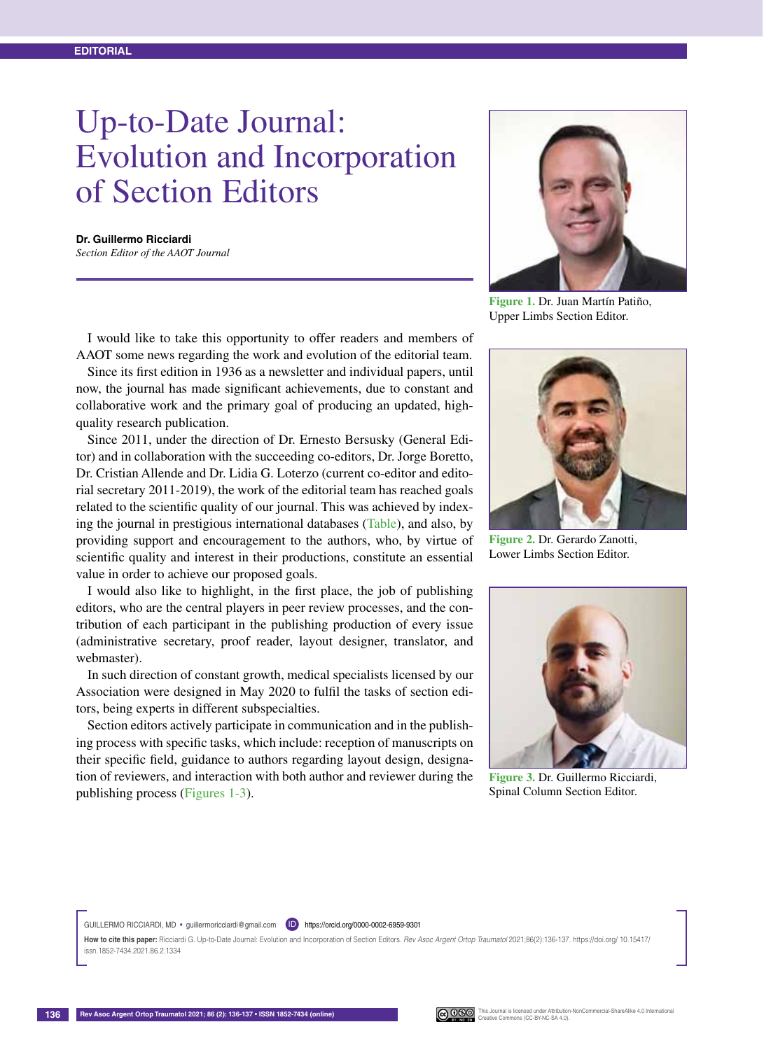EDITORIAL

# Up-to-Date Journal: Evolution and Incorporation of Section Editors

**Dr. Guillermo Ricciardi**
*Section Editor of the AAOT Journal*

Figure 1. Dr. Juan Martín Patiño, Upper Limbs Section Editor.

Figure 2. Dr. Gerardo Zanotti, Lower Limbs Section Editor.

Figure 3. Dr. Guillermo Ricciardi, Spinal Column Section Editor.

I would like to take this opportunity to offer readers and members of AAOT some news regarding the work and evolution of the editorial team.

Since its first edition in 1936 as a newsletter and individual papers, until now, the journal has made significant achievements, due to constant and collaborative work and the primary goal of producing an updated, high-quality research publication.

Since 2011, under the direction of Dr. Ernesto Bersusky (General Editor) and in collaboration with the succeeding co-editors, Dr. Jorge Boretto, Dr. Cristian Allende and Dr. Lidia G. Loterzo (current co-editor and editorial secretary 2011-2019), the work of the editorial team has reached goals related to the scientific quality of our journal. This was achieved by indexing the journal in prestigious international databases (Table), and also, by providing support and encouragement to the authors, who, by virtue of scientific quality and interest in their productions, constitute an essential value in order to achieve our proposed goals.

I would also like to highlight, in the first place, the job of publishing editors, who are the central players in peer review processes, and the contribution of each participant in the publishing production of every issue (administrative secretary, proof reader, layout designer, translator, and webmaster).

In such direction of constant growth, medical specialists licensed by our Association were designed in May 2020 to fulfil the tasks of section editors, being experts in different subspecialties.

Section editors actively participate in communication and in the publishing process with specific tasks, which include: reception of manuscripts on their specific field, guidance to authors regarding layout design, designation of reviewers, and interaction with both author and reviewer during the publishing process (Figures 1-3).

GUILLERMO RICCIARDI, MD • guillermoricciardi@gmail.com https://orcid.org/0000-0002-6959-9301

**How to cite this paper:** Ricciardi G. Up-to-Date Journal: Evolution and Incorporation of Section Editors. *Rev Asoc Argent Ortop Traumatol* 2021;86(2):136-137. https://doi.org/ 10.15417/issn.1852-7434.2021.86.2.1334

This Journal is licensed under Attribution-NonCommercial-ShareAlike 4.0 International Creative Commons (CC-BY-NC-SA 4.0).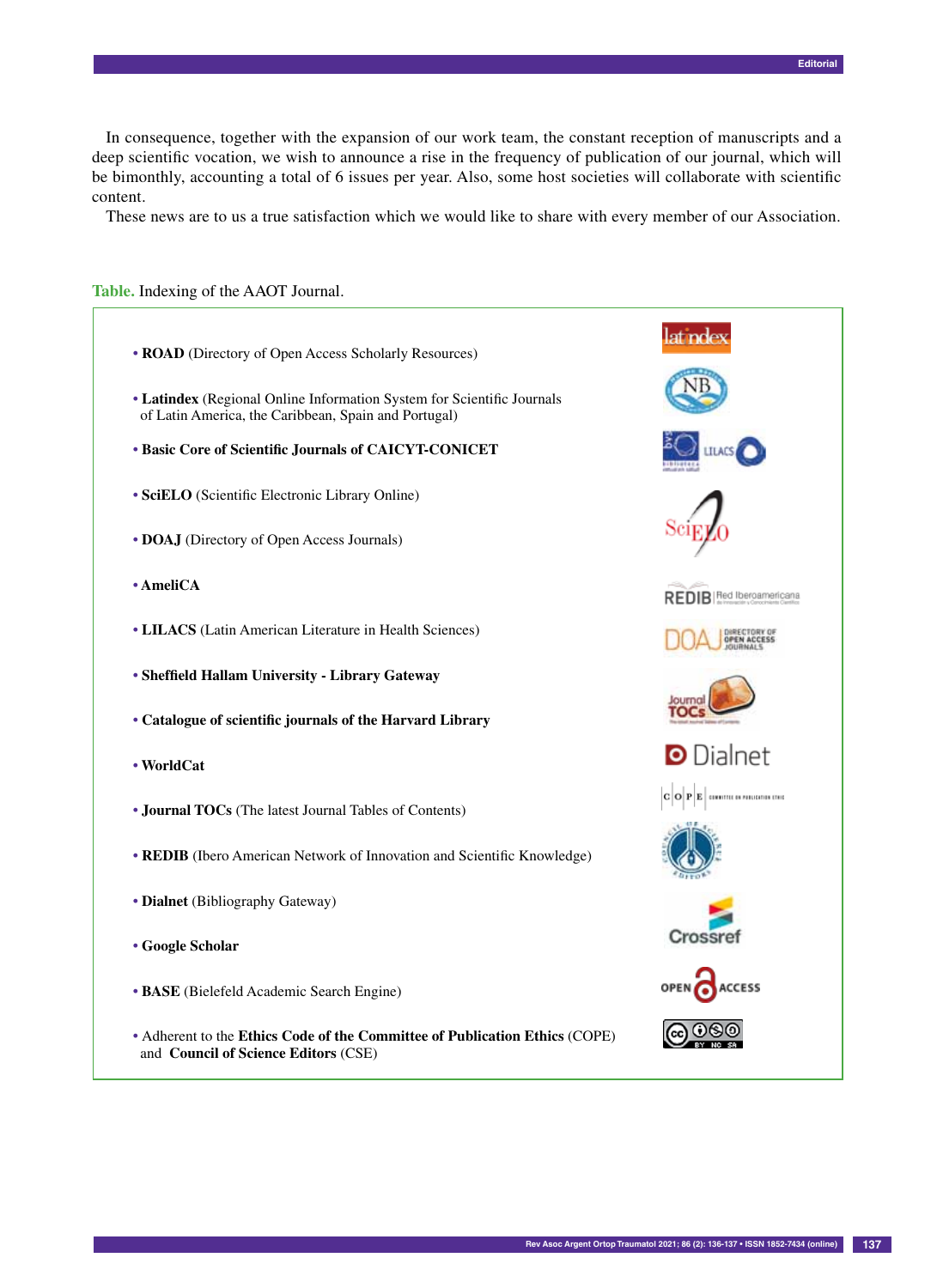In consequence, together with the expansion of our work team, the constant reception of manuscripts and a deep scientific vocation, we wish to announce a rise in the frequency of publication of our journal, which will be bimonthly, accounting a total of 6 issues per year. Also, some host societies will collaborate with scientific content.

These news are to us a true satisfaction which we would like to share with every member of our Association.

**Table.** Indexing of the AAOT Journal.

- **ROAD** (Directory of Open Access Scholarly Resources)
- **Latindex** (Regional Online Information System for Scientific Journals of Latin America, the Caribbean, Spain and Portugal)
- **Basic Core of Scientific Journals of CAICYT-CONICET**
- **SciELO** (Scientific Electronic Library Online)
- **DOAJ** (Directory of Open Access Journals)
- **AmeliCA**
- **LILACS** (Latin American Literature in Health Sciences)
- **Sheffield Hallam University - Library Gateway**
- **Catalogue of scientific journals of the Harvard Library**
- **WorldCat**
- **Journal TOCs** (The latest Journal Tables of Contents)
- **REDIB** (Ibero American Network of Innovation and Scientific Knowledge)
- **Dialnet** (Bibliography Gateway)
- **Google Scholar**
- **BASE** (Bielefeld Academic Search Engine)
- Adherent to the **Ethics Code of the Committee of Publication Ethics** (COPE) and **Council of Science Editors** (CSE)